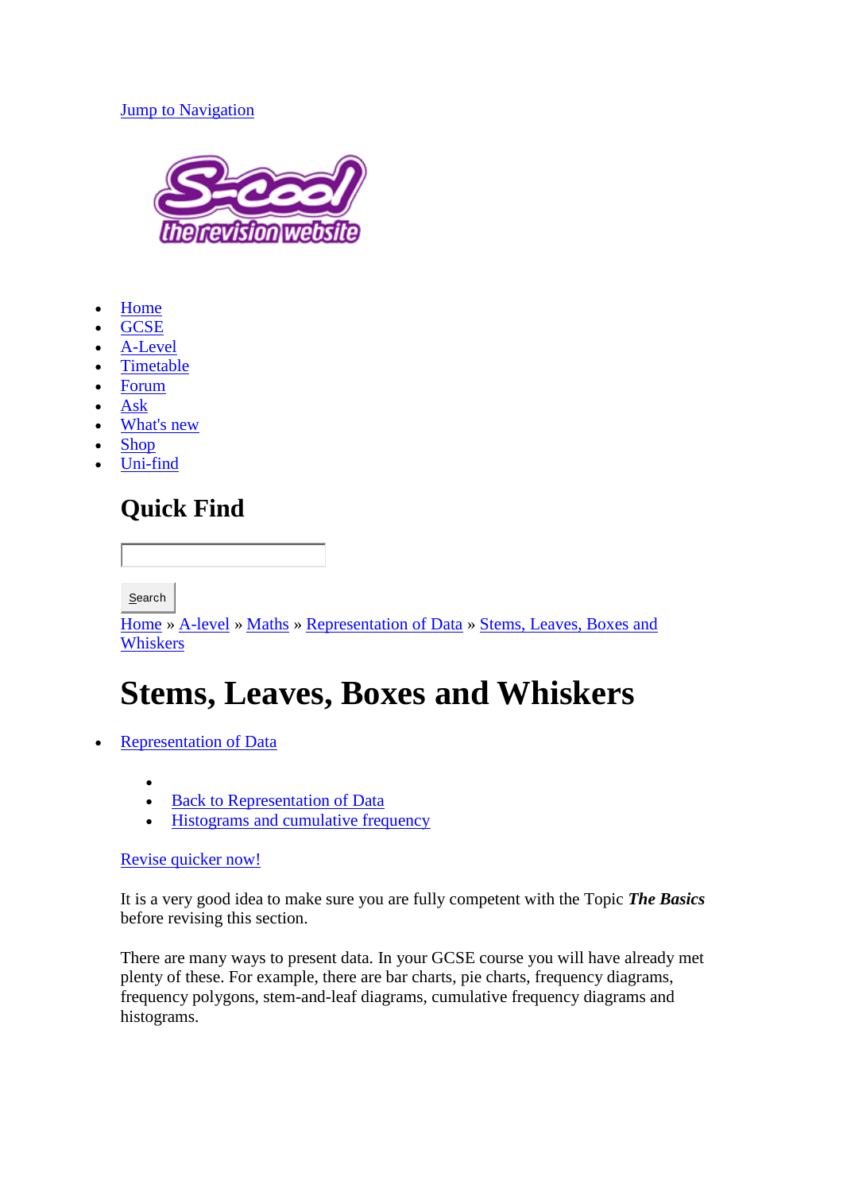Jump to Navigation

- Home
- GCSE
- A-Level
- Timetable
- Forum
- Ask
- What's new
- Shop
- Uni-find

## Quick Find

Search

Home » A-level » Maths » Representation of Data » Stems, Leaves, Boxes and Whiskers

# Stems, Leaves, Boxes and Whiskers

- Representation of Data
    - 
    - Back to Representation of Data
    - Histograms and cumulative frequency

Revise quicker now!

It is a very good idea to make sure you are fully competent with the Topic ***The Basics*** before revising this section.

There are many ways to present data. In your GCSE course you will have already met plenty of these. For example, there are bar charts, pie charts, frequency diagrams, frequency polygons, stem-and-leaf diagrams, cumulative frequency diagrams and histograms.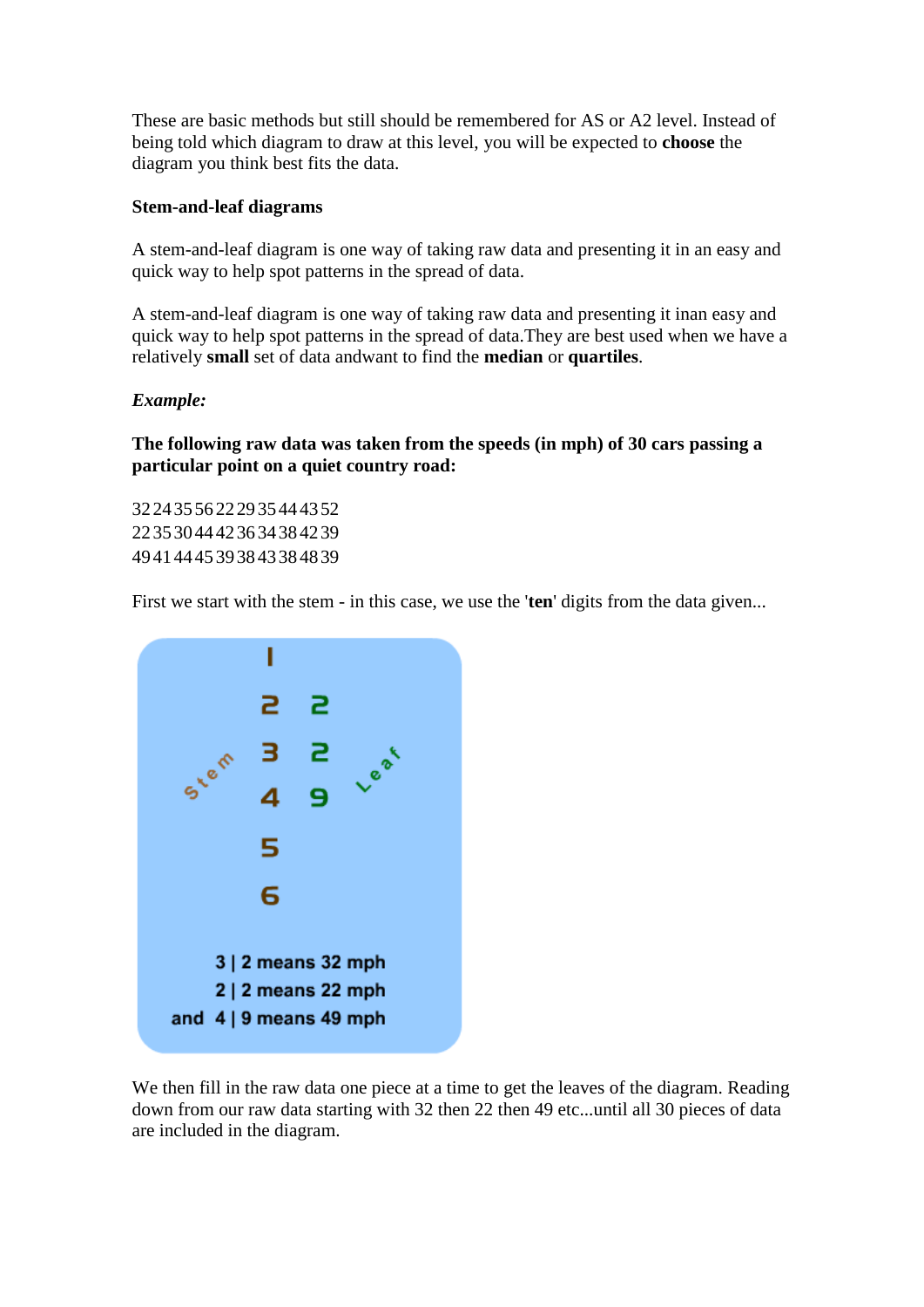These are basic methods but still should be remembered for AS or A2 level. Instead of being told which diagram to draw at this level, you will be expected to **choose** the diagram you think best fits the data.

**Stem-and-leaf diagrams**

A stem-and-leaf diagram is one way of taking raw data and presenting it in an easy and quick way to help spot patterns in the spread of data.

A stem-and-leaf diagram is one way of taking raw data and presenting it inan easy and quick way to help spot patterns in the spread of data.They are best used when we have a relatively **small** set of data andwant to find the **median** or **quartiles**.

***Example:***

**The following raw data was taken from the speeds (in mph) of 30 cars passing a particular point on a quiet country road:**

32 24 35 56 22 29 35 44 43 52
22 35 30 44 42 36 34 38 42 39
49 41 44 45 39 38 43 38 48 39

First we start with the stem - in this case, we use the '**ten**' digits from the data given...

Stem

Leaf

1

2 2

3 2

4 9

5

6

3 | 2 means 32 mph

2 | 2 means 22 mph

and 4 | 9 means 49 mph

We then fill in the raw data one piece at a time to get the leaves of the diagram. Reading down from our raw data starting with 32 then 22 then 49 etc...until all 30 pieces of data are included in the diagram.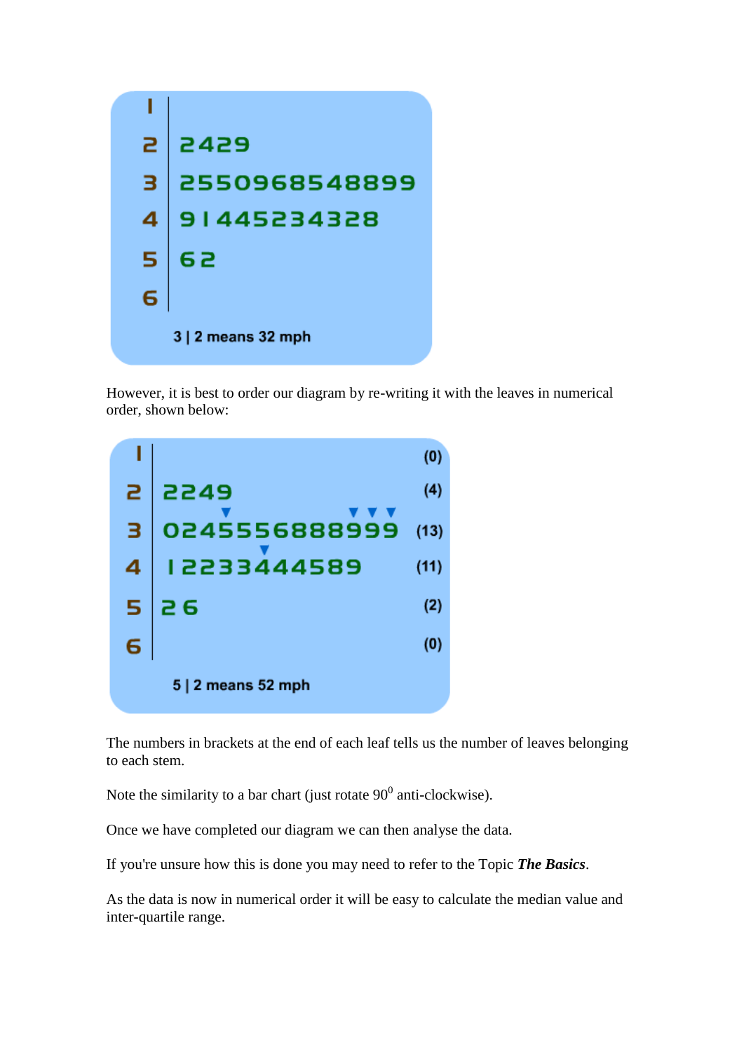| | |
|---|---|
| 1 | |
| 2 | 2429 |
| 3 | 2550968548899 |
| 4 | 91445234328 |
| 5 | 62 |
| 6 | |

3 | 2 means 32 mph

However, it is best to order our diagram by re-writing it with the leaves in numerical order, shown below:

| | | |
|---|---|---|
| 1 | | (0) |
| 2 | 2249 | (4) |
| 3 | 0245556888999 | (13) |
| 4 | 12233444589 | (11) |
| 5 | 26 | (2) |
| 6 | | (0) |

5 | 2 means 52 mph

The numbers in brackets at the end of each leaf tells us the number of leaves belonging to each stem.

Note the similarity to a bar chart (just rotate $90^0$ anti-clockwise).

Once we have completed our diagram we can then analyse the data.

If you're unsure how this is done you may need to refer to the Topic ***The Basics***.

As the data is now in numerical order it will be easy to calculate the median value and inter-quartile range.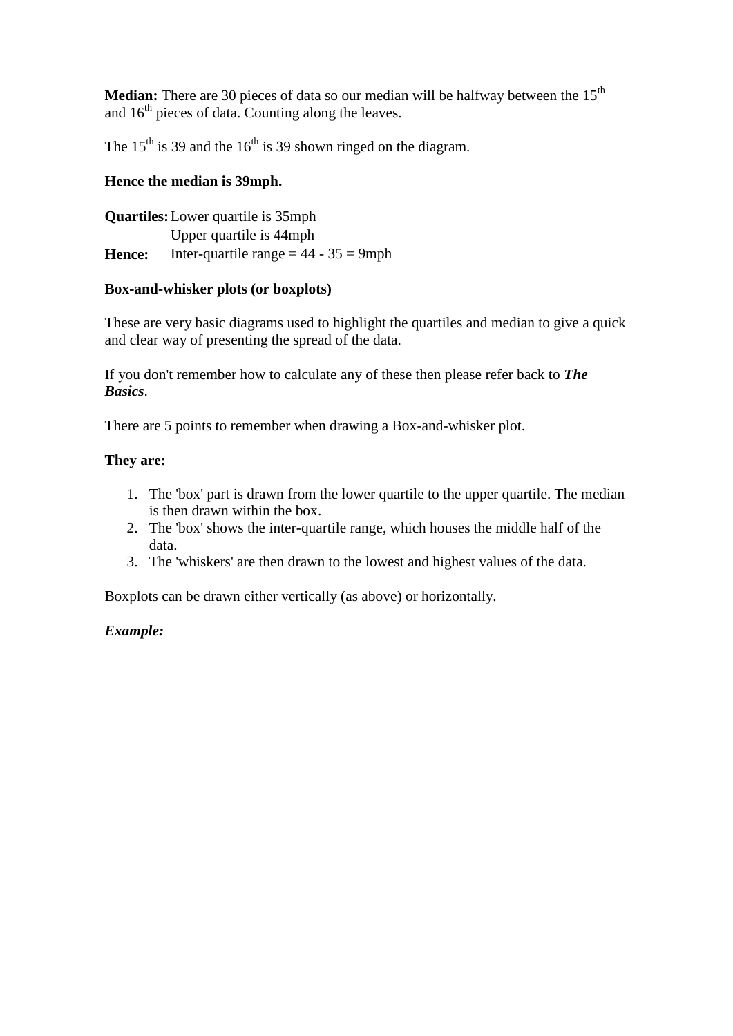**Median:** There are 30 pieces of data so our median will be halfway between the 15th and 16th pieces of data. Counting along the leaves.

The 15th is 39 and the 16th is 39 shown ringed on the diagram.

**Hence the median is 39mph.**

**Quartiles:** Lower quartile is 35mph
Upper quartile is 44mph

**Hence:** Inter-quartile range = 44 - 35 = 9mph

**Box-and-whisker plots (or boxplots)**

These are very basic diagrams used to highlight the quartiles and median to give a quick and clear way of presenting the spread of the data.

If you don't remember how to calculate any of these then please refer back to ***The Basics***.

There are 5 points to remember when drawing a Box-and-whisker plot.

**They are:**

1. The 'box' part is drawn from the lower quartile to the upper quartile. The median is then drawn within the box.
2. The 'box' shows the inter-quartile range, which houses the middle half of the data.
3. The 'whiskers' are then drawn to the lowest and highest values of the data.

Boxplots can be drawn either vertically (as above) or horizontally.

***Example:***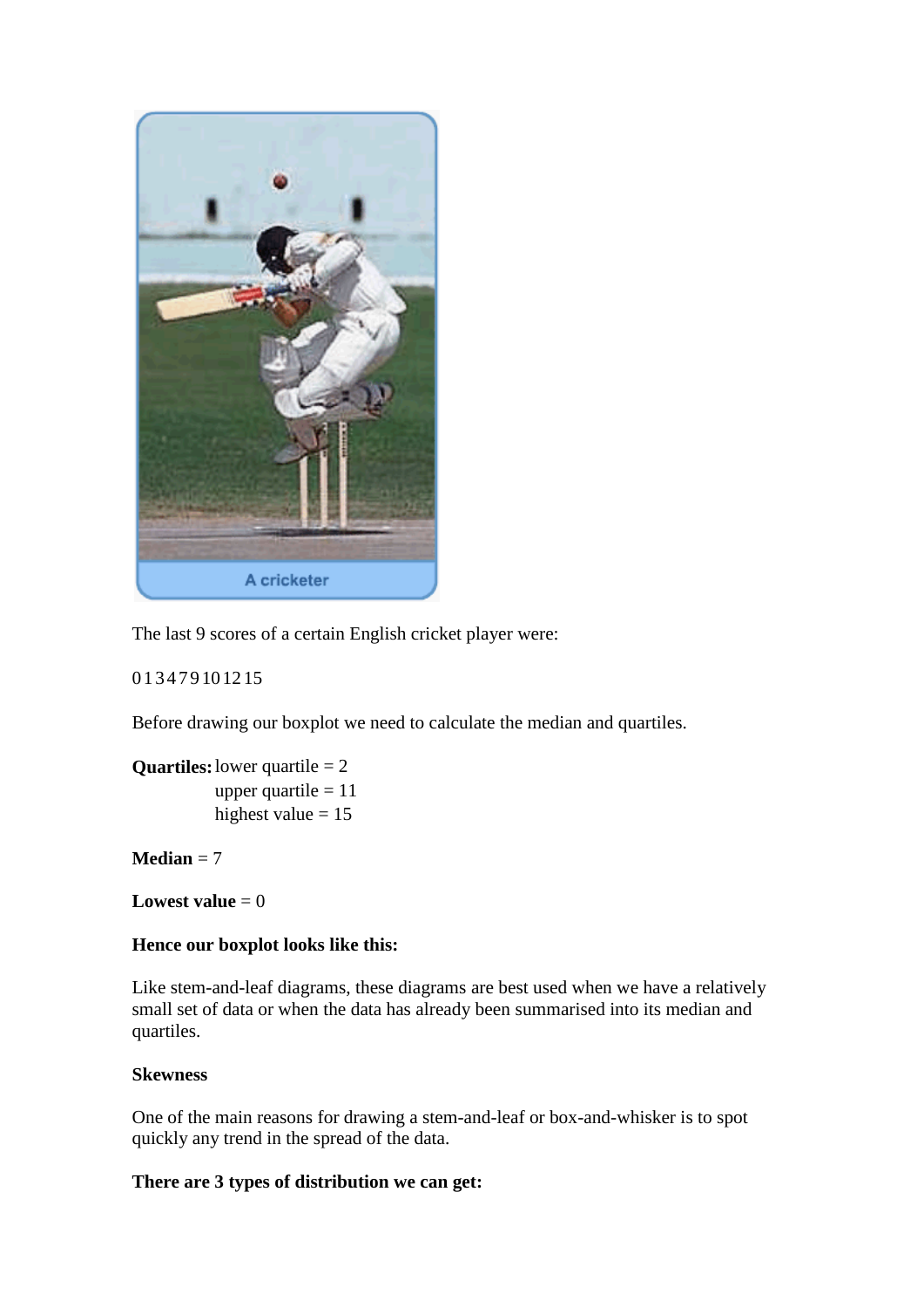A cricketer

The last 9 scores of a certain English cricket player were:

0 1 3 4 7 9 10 12 15

Before drawing our boxplot we need to calculate the median and quartiles.

**Quartiles:** lower quartile = 2
upper quartile = 11
highest value = 15

**Median** = 7

**Lowest value** = 0

**Hence our boxplot looks like this:**

Like stem-and-leaf diagrams, these diagrams are best used when we have a relatively small set of data or when the data has already been summarised into its median and quartiles.

**Skewness**

One of the main reasons for drawing a stem-and-leaf or box-and-whisker is to spot quickly any trend in the spread of the data.

**There are 3 types of distribution we can get:**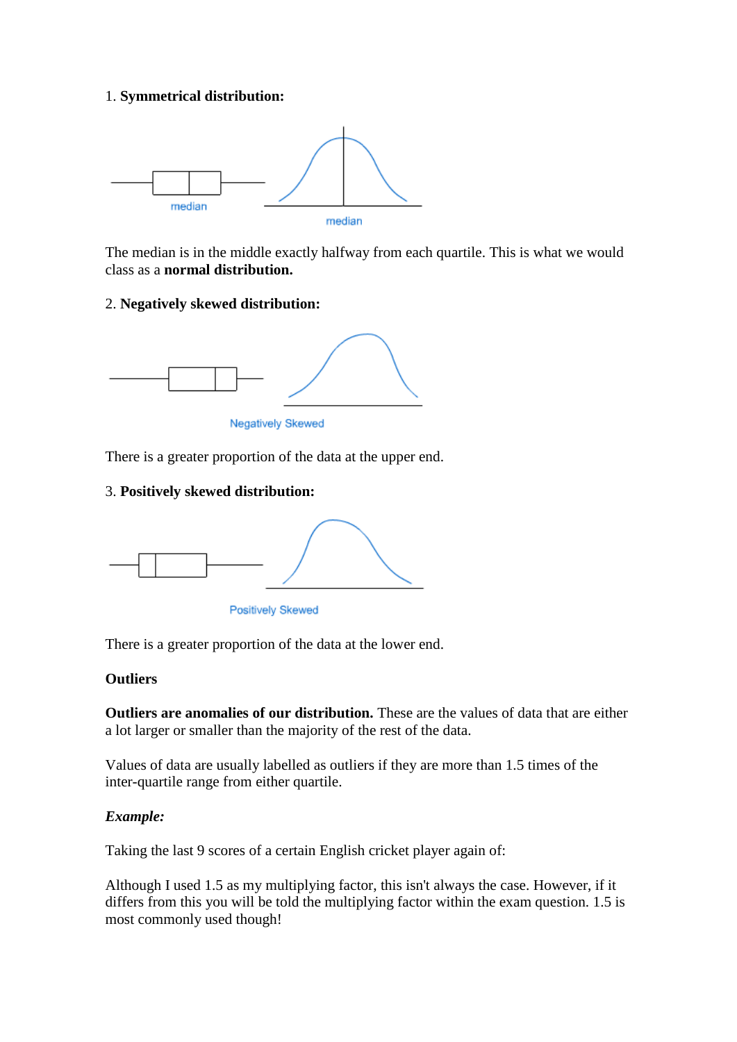1. **Symmetrical distribution:**

median

median

The median is in the middle exactly halfway from each quartile. This is what we would class as a **normal distribution.**

2. **Negatively skewed distribution:**

Negatively Skewed

There is a greater proportion of the data at the upper end.

3. **Positively skewed distribution:**

Positively Skewed

There is a greater proportion of the data at the lower end.

**Outliers**

**Outliers are anomalies of our distribution.** These are the values of data that are either a lot larger or smaller than the majority of the rest of the data.

Values of data are usually labelled as outliers if they are more than 1.5 times of the inter-quartile range from either quartile.

***Example:***

Taking the last 9 scores of a certain English cricket player again of:

Although I used 1.5 as my multiplying factor, this isn't always the case. However, if it differs from this you will be told the multiplying factor within the exam question. 1.5 is most commonly used though!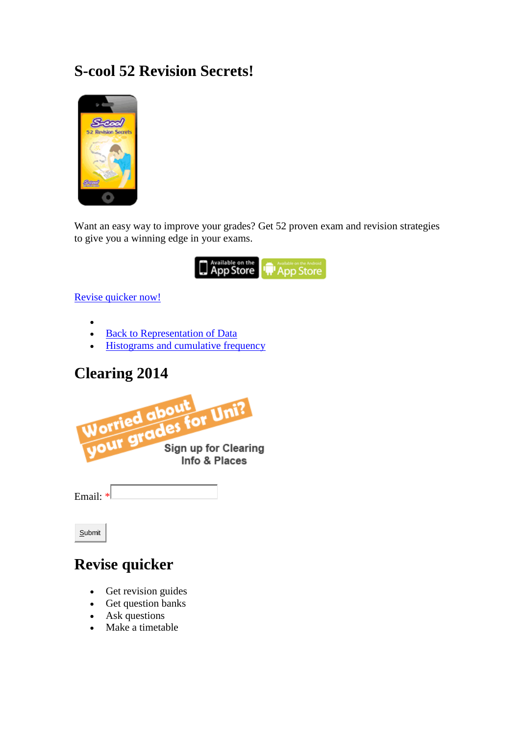# S-cool 52 Revision Secrets!

Want an easy way to improve your grades? Get 52 proven exam and revision strategies to give you a winning edge in your exams.

Revise quicker now!

- 
- Back to Representation of Data
- Histograms and cumulative frequency

# Clearing 2014

Worried about your grades for Uni? Sign up for Clearing Info & Places

Email: *

Submit

# Revise quicker

- Get revision guides
- Get question banks
- Ask questions
- Make a timetable